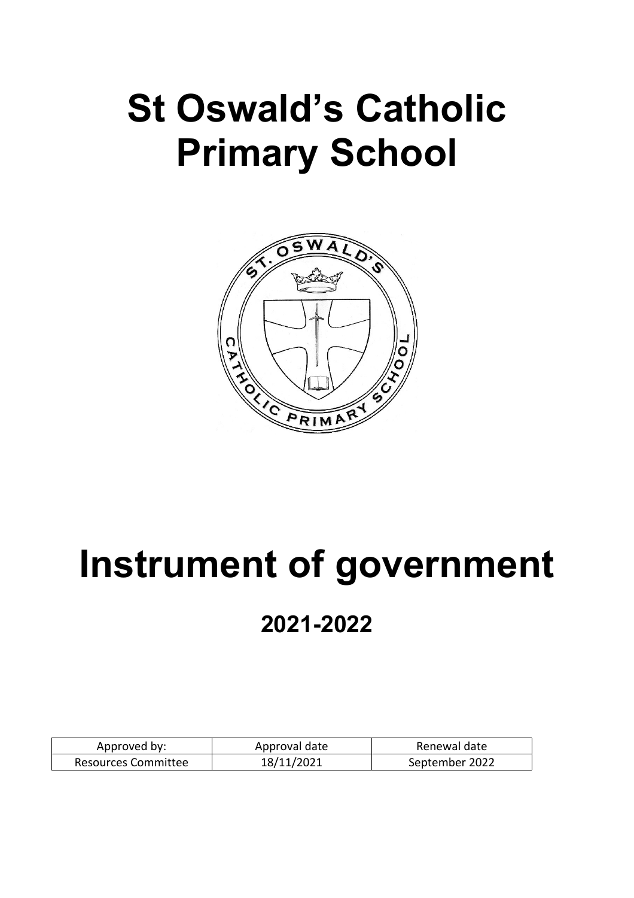# St Oswald's Catholic Primary School

# Instrument of government

## 2021-2022

| Approved by: | Approval date | Renewal date |
| --- | --- | --- |
| Resources Committee | 18/11/2021 | September 2022 |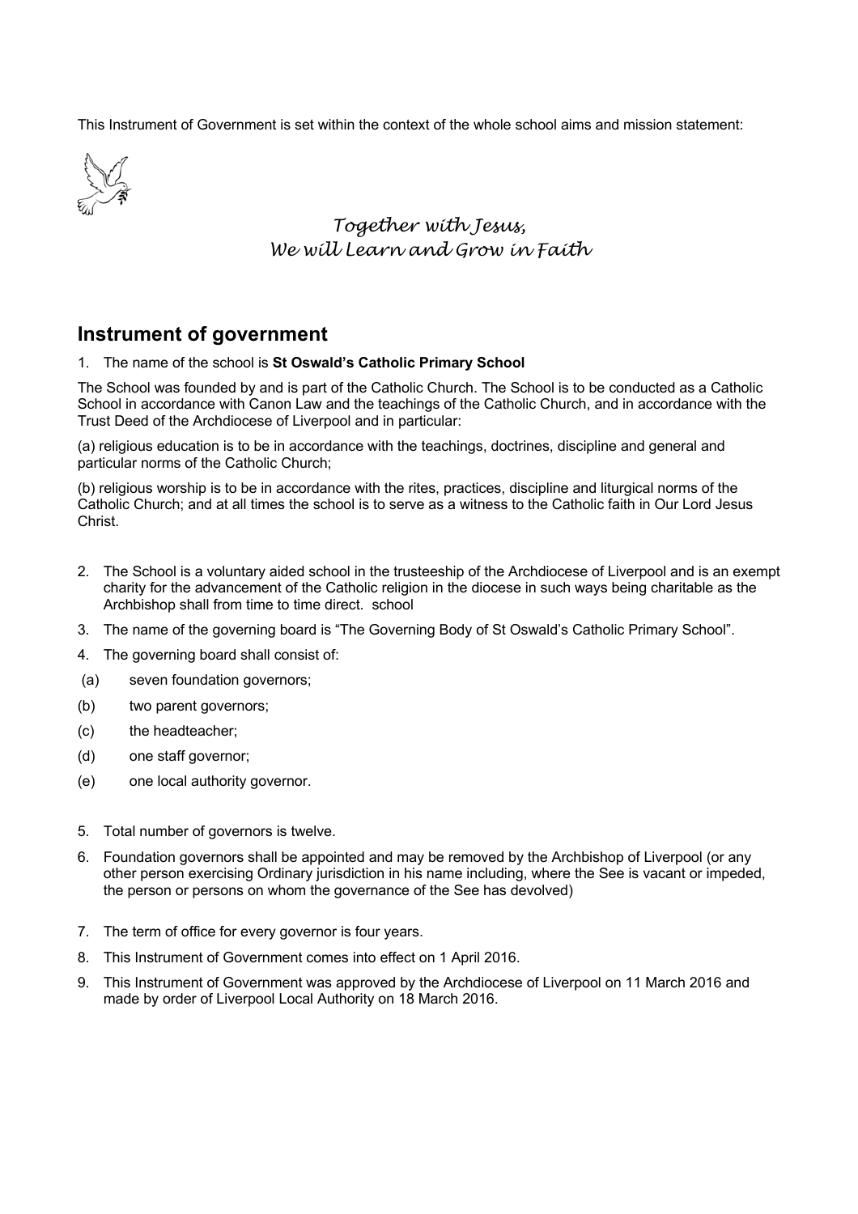This Instrument of Government is set within the context of the whole school aims and mission statement:

*Together with Jesus,*
*We will Learn and Grow in Faith*

## Instrument of government

1. The name of the school is **St Oswald's Catholic Primary School**

The School was founded by and is part of the Catholic Church. The School is to be conducted as a Catholic School in accordance with Canon Law and the teachings of the Catholic Church, and in accordance with the Trust Deed of the Archdiocese of Liverpool and in particular:

(a) religious education is to be in accordance with the teachings, doctrines, discipline and general and particular norms of the Catholic Church;

(b) religious worship is to be in accordance with the rites, practices, discipline and liturgical norms of the Catholic Church; and at all times the school is to serve as a witness to the Catholic faith in Our Lord Jesus Christ.

2. The School is a voluntary aided school in the trusteeship of the Archdiocese of Liverpool and is an exempt charity for the advancement of the Catholic religion in the diocese in such ways being charitable as the Archbishop shall from time to time direct. school
3. The name of the governing board is "The Governing Body of St Oswald's Catholic Primary School".
4. The governing board shall consist of:

(a) seven foundation governors;

(b) two parent governors;

(c) the headteacher;

(d) one staff governor;

(e) one local authority governor.

5. Total number of governors is twelve.
6. Foundation governors shall be appointed and may be removed by the Archbishop of Liverpool (or any other person exercising Ordinary jurisdiction in his name including, where the See is vacant or impeded, the person or persons on whom the governance of the See has devolved)
7. The term of office for every governor is four years.
8. This Instrument of Government comes into effect on 1 April 2016.
9. This Instrument of Government was approved by the Archdiocese of Liverpool on 11 March 2016 and made by order of Liverpool Local Authority on 18 March 2016.